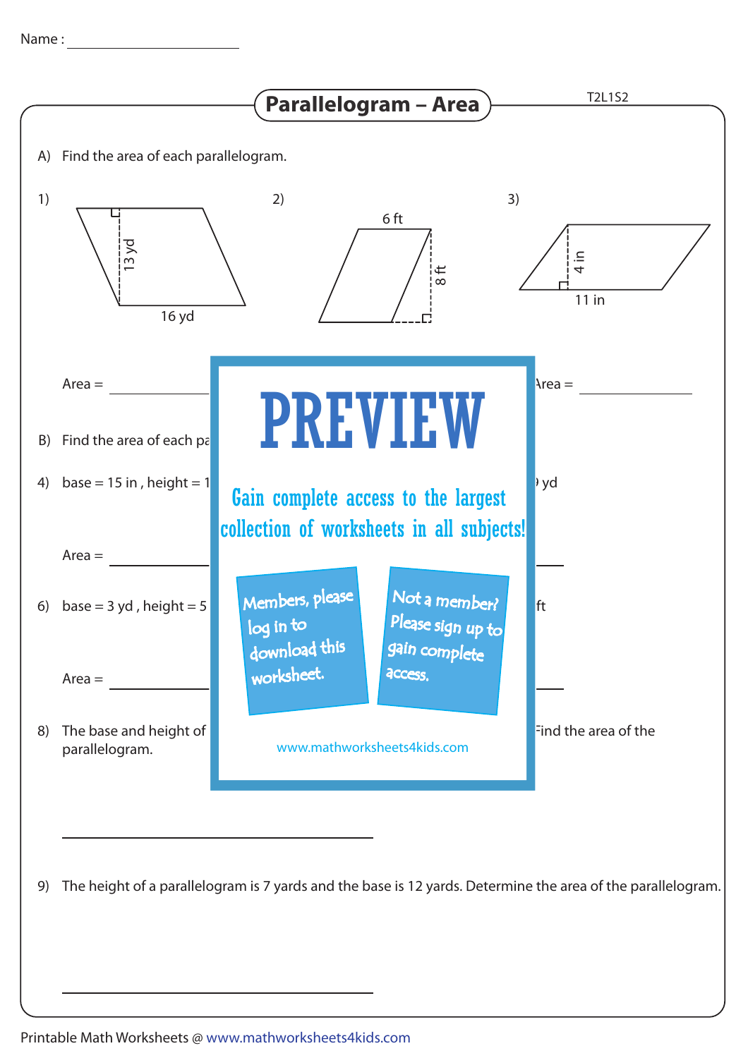Name : ____________________

# Parallelogram – Area

T2L1S2

A) Find the area of each parallelogram.

1) 13 yd, 16 yd

2) 6 ft, 8 ft

3) 4 in, 11 in

Area = ____________  Area = ____________

B) Find the area of each pa

4) base = 15 in , height = 1                                  yd

Area = ____________

6) base = 3 yd , height = 5                                  ft

Area = ____________

8) The base and height of                                  ind the area of the parallelogram.

PREVIEW

Gain complete access to the largest collection of worksheets in all subjects!

Members, please log in to download this worksheet.

Not a member? Please sign up to gain complete access.

www.mathworksheets4kids.com

____________________________________

9) The height of a parallelogram is 7 yards and the base is 12 yards. Determine the area of the parallelogram.

____________________________________

Printable Math Worksheets @ www.mathworksheets4kids.com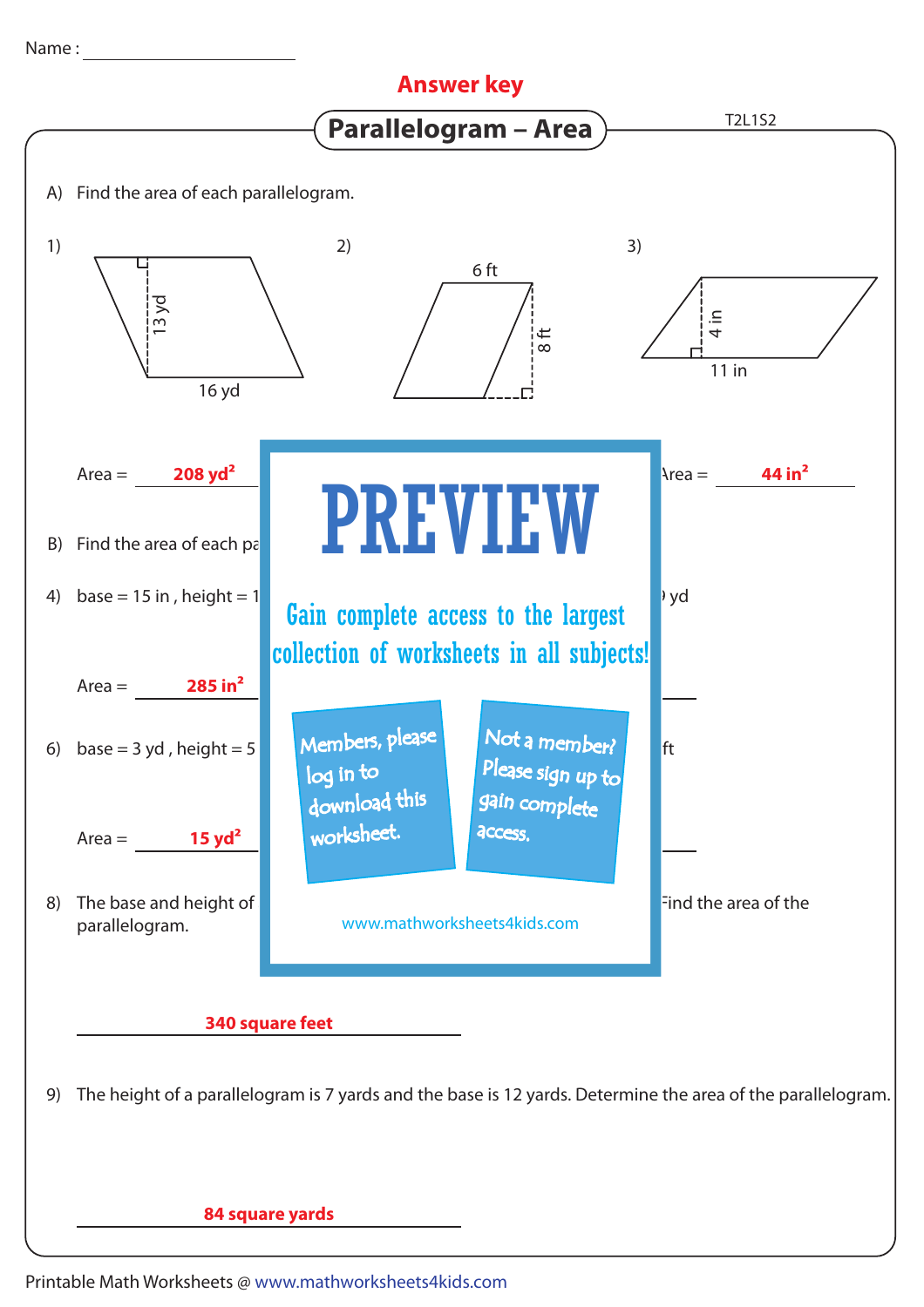Name :

**Answer key**

# Parallelogram – Area

T2L1S2

A) Find the area of each parallelogram.

1)

13 yd

16 yd

Area = **208 yd²**

2)

6 ft

8 ft

3)

4 in

11 in

Area = **44 in²**

B) Find the area of each pa

4) base = 15 in , height = 1

Area = **285 in²**

yd

6) base = 3 yd , height = 5

Area = **15 yd²**

ft

8) The base and height of ... Find the area of the parallelogram.

**340 square feet**

PREVIEW

Gain complete access to the largest collection of worksheets in all subjects!

Members, please log in to download this worksheet.

Not a member? Please sign up to gain complete access.

www.mathworksheets4kids.com

9) The height of a parallelogram is 7 yards and the base is 12 yards. Determine the area of the parallelogram.

**84 square yards**

Printable Math Worksheets @ www.mathworksheets4kids.com